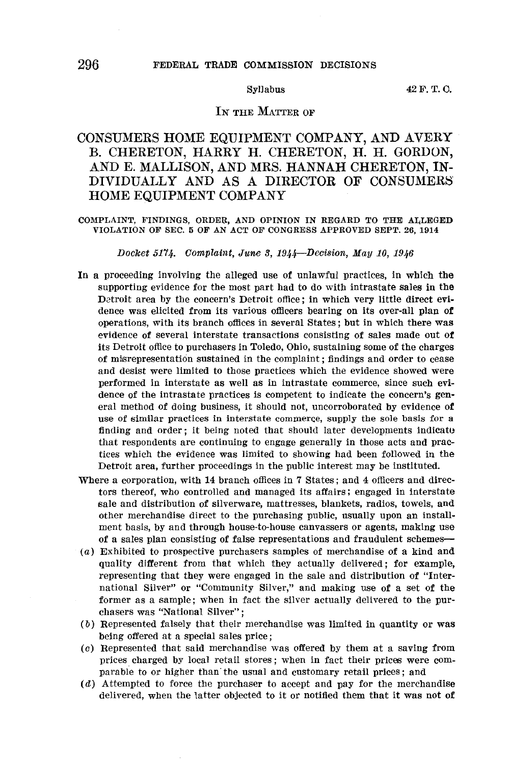Syllabus

IN THE MATTER OF

# CONSUMERS HOME EQUIPMENT COMPANY, AND AVERY B. CHERETON, HARRY H. CHERETON, H. H. GORDON, AND E. MALLISON, AND MRS. HANNAH CHERETON, INDIVIDUALLY AND AS A DIRECTOR OF CONSUMERS HOME EQUIPMENT COMPANY

COMPLAINT, FINDINGS, ORDER, AND OPINION IN REGARD TO THE ALLEGED VIOLATION OF SEC. 5 OF AN ACT OF CONGRESS APPROVED SEPT. 26, 1914

*Docket 5174. Complaint, June 3, 1944—Decision, May 10, 1946*

In a proceeding involving the alleged use of unlawful practices, in which the supporting evidence for the most part had to do with intrastate sales in the Detroit area by the concern's Detroit office; in which very little direct evidence was elicited from its various officers bearing on its over-all plan of operations, with its branch offices in several States; but in which there was evidence of several interstate transactions consisting of sales made out of its Detroit office to purchasers in Toledo, Ohio, sustaining some of the charges of misrepresentation sustained in the complaint; findings and order to cease and desist were limited to those practices which the evidence showed were performed in interstate as well as in intrastate commerce, since such evidence of the intrastate practices is competent to indicate the concern's general method of doing business, it should not, uncorroborated by evidence of use of similar practices in interstate commerce, supply the sole basis for a finding and order; it being noted that should later developments indicate that respondents are continuing to engage generally in those acts and practices which the evidence was limited to showing had been followed in the Detroit area, further proceedings in the public interest may be instituted.

Where a corporation, with 14 branch offices in 7 States; and 4 officers and directors thereof, who controlled and managed its affairs; engaged in interstate sale and distribution of silverware, mattresses, blankets, radios, towels, and other merchandise direct to the purchasing public, usually upon an installment basis, by and through house-to-house canvassers or agents, making use of a sales plan consisting of false representations and fraudulent schemes—

(*a*) Exhibited to prospective purchasers samples of merchandise of a kind and quality different from that which they actually delivered; for example, representing that they were engaged in the sale and distribution of "International Silver" or "Community Silver," and making use of a set of the former as a sample; when in fact the silver actually delivered to the purchasers was "National Silver";

(*b*) Represented falsely that their merchandise was limited in quantity or was being offered at a special sales price;

(*c*) Represented that said merchandise was offered by them at a saving from prices charged by local retail stores; when in fact their prices were comparable to or higher than the usual and customary retail prices; and

(*d*) Attempted to force the purchaser to accept and pay for the merchandise delivered, when the latter objected to it or notified them that it was not of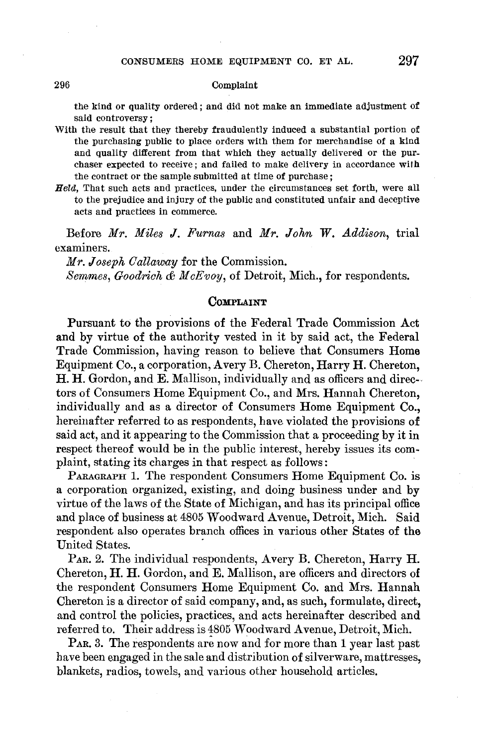the kind or quality ordered; and did not make an immediate adjustment of said controversy;

With the result that they thereby fraudulently induced a substantial portion of the purchasing public to place orders with them for merchandise of a kind and quality different from that which they actually delivered or the purchaser expected to receive; and failed to make delivery in accordance with the contract or the sample submitted at time of purchase;

*Held,* That such acts and practices, under the circumstances set forth, were all to the prejudice and injury of the public and constituted unfair and deceptive acts and practices in commerce.

Before *Mr. Miles J. Furnas* and *Mr. John W. Addison,* trial examiners.

*Mr. Joseph Callaway* for the Commission.

*Semmes, Goodrich & McEvoy,* of Detroit, Mich., for respondents.

## COMPLAINT

Pursuant to the provisions of the Federal Trade Commission Act and by virtue of the authority vested in it by said act, the Federal Trade Commission, having reason to believe that Consumers Home Equipment Co., a corporation, Avery B. Chereton, Harry H. Chereton, H. H. Gordon, and E. Mallison, individually and as officers and directors of Consumers Home Equipment Co., and Mrs. Hannah Chereton, individually and as a director of Consumers Home Equipment Co., hereinafter referred to as respondents, have violated the provisions of said act, and it appearing to the Commission that a proceeding by it in respect thereof would be in the public interest, hereby issues its complaint, stating its charges in that respect as follows:

PARAGRAPH 1. The respondent Consumers Home Equipment Co. is a corporation organized, existing, and doing business under and by virtue of the laws of the State of Michigan, and has its principal office and place of business at 4805 Woodward Avenue, Detroit, Mich. Said respondent also operates branch offices in various other States of the United States.

PAR. 2. The individual respondents, Avery B. Chereton, Harry H. Chereton, H. H. Gordon, and E. Mallison, are officers and directors of the respondent Consumers Home Equipment Co. and Mrs. Hannah Chereton is a director of said company, and, as such, formulate, direct, and control the policies, practices, and acts hereinafter described and referred to. Their address is 4805 Woodward Avenue, Detroit, Mich.

PAR. 3. The respondents are now and for more than 1 year last past have been engaged in the sale and distribution of silverware, mattresses, blankets, radios, towels, and various other household articles.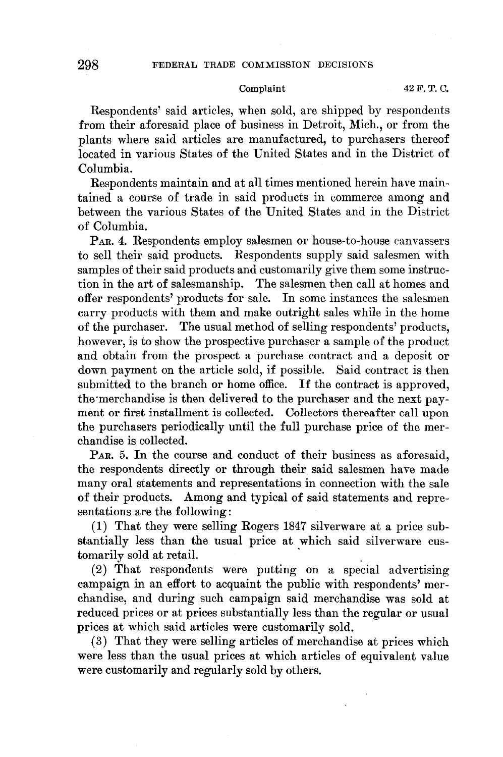Respondents' said articles, when sold, are shipped by respondents from their aforesaid place of business in Detroit, Mich., or from the plants where said articles are manufactured, to purchasers thereof located in various States of the United States and in the District of Columbia.

Respondents maintain and at all times mentioned herein have maintained a course of trade in said products in commerce among and between the various States of the United States and in the District of Columbia.

PAR. 4. Respondents employ salesmen or house-to-house canvassers to sell their said products. Respondents supply said salesmen with samples of their said products and customarily give them some instruction in the art of salesmanship. The salesmen then call at homes and offer respondents' products for sale. In some instances the salesmen carry products with them and make outright sales while in the home of the purchaser. The usual method of selling respondents' products, however, is to show the prospective purchaser a sample of the product and obtain from the prospect a purchase contract and a deposit or down payment on the article sold, if possible. Said contract is then submitted to the branch or home office. If the contract is approved, the merchandise is then delivered to the purchaser and the next payment or first installment is collected. Collectors thereafter call upon the purchasers periodically until the full purchase price of the merchandise is collected.

PAR. 5. In the course and conduct of their business as aforesaid, the respondents directly or through their said salesmen have made many oral statements and representations in connection with the sale of their products. Among and typical of said statements and representations are the following:

(1) That they were selling Rogers 1847 silverware at a price substantially less than the usual price at which said silverware customarily sold at retail.

(2) That respondents were putting on a special advertising campaign in an effort to acquaint the public with respondents' merchandise, and during such campaign said merchandise was sold at reduced prices or at prices substantially less than the regular or usual prices at which said articles were customarily sold.

(3) That they were selling articles of merchandise at prices which were less than the usual prices at which articles of equivalent value were customarily and regularly sold by others.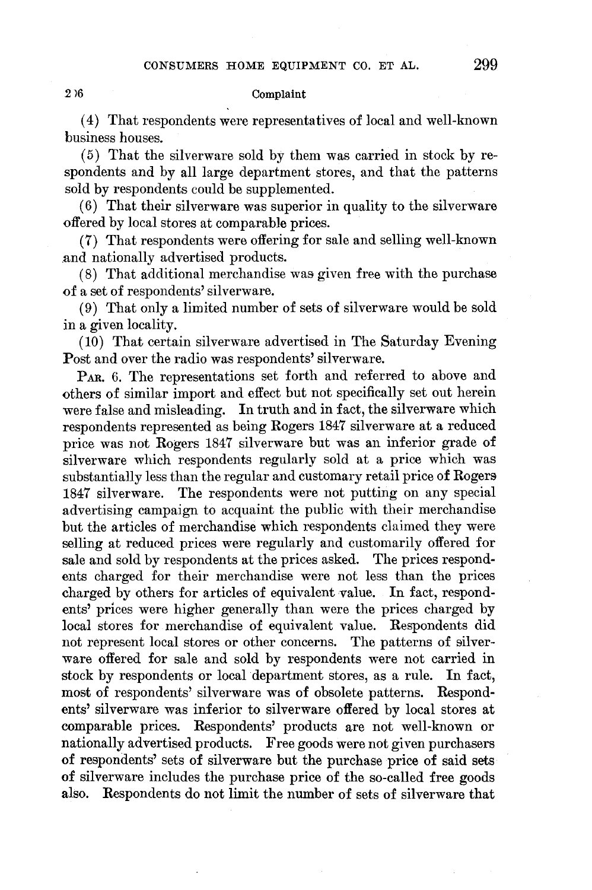(4) That respondents were representatives of local and well-known business houses.

(5) That the silverware sold by them was carried in stock by respondents and by all large department stores, and that the patterns sold by respondents could be supplemented.

(6) That their silverware was superior in quality to the silverware offered by local stores at comparable prices.

(7) That respondents were offering for sale and selling well-known and nationally advertised products.

(8) That additional merchandise was given free with the purchase of a set of respondents' silverware.

(9) That only a limited number of sets of silverware would be sold in a given locality.

(10) That certain silverware advertised in The Saturday Evening Post and over the radio was respondents' silverware.

PAR. 6. The representations set forth and referred to above and others of similar import and effect but not specifically set out herein were false and misleading. In truth and in fact, the silverware which respondents represented as being Rogers 1847 silverware at a reduced price was not Rogers 1847 silverware but was an inferior grade of silverware which respondents regularly sold at a price which was substantially less than the regular and customary retail price of Rogers 1847 silverware. The respondents were not putting on any special advertising campaign to acquaint the public with their merchandise but the articles of merchandise which respondents claimed they were selling at reduced prices were regularly and customarily offered for sale and sold by respondents at the prices asked. The prices respondents charged for their merchandise were not less than the prices charged by others for articles of equivalent value. In fact, respondents' prices were higher generally than were the prices charged by local stores for merchandise of equivalent value. Respondents did not represent local stores or other concerns. The patterns of silverware offered for sale and sold by respondents were not carried in stock by respondents or local department stores, as a rule. In fact, most of respondents' silverware was of obsolete patterns. Respondents' silverware was inferior to silverware offered by local stores at comparable prices. Respondents' products are not well-known or nationally advertised products. Free goods were not given purchasers of respondents' sets of silverware but the purchase price of said sets of silverware includes the purchase price of the so-called free goods also. Respondents do not limit the number of sets of silverware that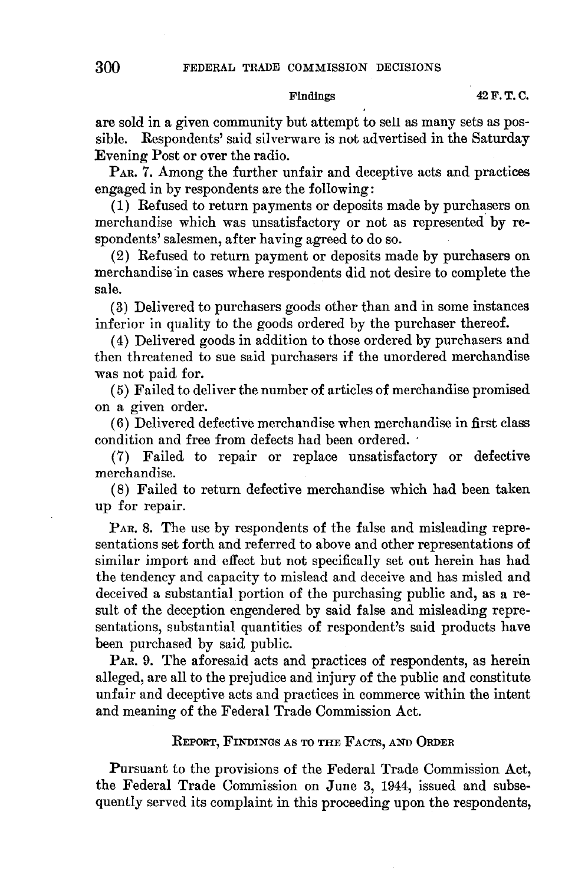are sold in a given community but attempt to sell as many sets as possible. Respondents' said silverware is not advertised in the Saturday Evening Post or over the radio.

PAR. 7. Among the further unfair and deceptive acts and practices engaged in by respondents are the following:

(1) Refused to return payments or deposits made by purchasers on merchandise which was unsatisfactory or not as represented by respondents' salesmen, after having agreed to do so.

(2) Refused to return payment or deposits made by purchasers on merchandise in cases where respondents did not desire to complete the sale.

(3) Delivered to purchasers goods other than and in some instances inferior in quality to the goods ordered by the purchaser thereof.

(4) Delivered goods in addition to those ordered by purchasers and then threatened to sue said purchasers if the unordered merchandise was not paid for.

(5) Failed to deliver the number of articles of merchandise promised on a given order.

(6) Delivered defective merchandise when merchandise in first class condition and free from defects had been ordered.

(7) Failed to repair or replace unsatisfactory or defective merchandise.

(8) Failed to return defective merchandise which had been taken up for repair.

PAR. 8. The use by respondents of the false and misleading representations set forth and referred to above and other representations of similar import and effect but not specifically set out herein has had the tendency and capacity to mislead and deceive and has misled and deceived a substantial portion of the purchasing public and, as a result of the deception engendered by said false and misleading representations, substantial quantities of respondent's said products have been purchased by said public.

PAR. 9. The aforesaid acts and practices of respondents, as herein alleged, are all to the prejudice and injury of the public and constitute unfair and deceptive acts and practices in commerce within the intent and meaning of the Federal Trade Commission Act.

## REPORT, FINDINGS AS TO THE FACTS, AND ORDER

Pursuant to the provisions of the Federal Trade Commission Act, the Federal Trade Commission on June 3, 1944, issued and subsequently served its complaint in this proceeding upon the respondents,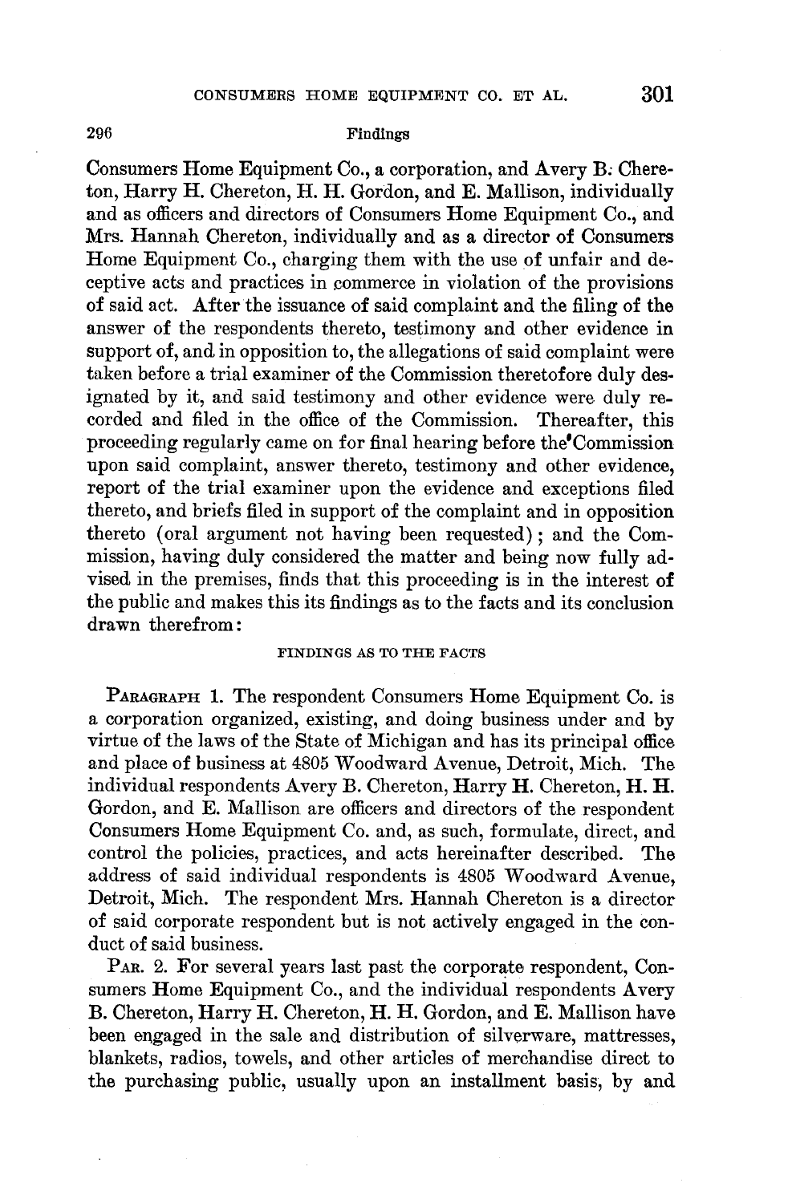Consumers Home Equipment Co., a corporation, and Avery B. Chereton, Harry H. Chereton, H. H. Gordon, and E. Mallison, individually and as officers and directors of Consumers Home Equipment Co., and Mrs. Hannah Chereton, individually and as a director of Consumers Home Equipment Co., charging them with the use of unfair and deceptive acts and practices in commerce in violation of the provisions of said act. After the issuance of said complaint and the filing of the answer of the respondents thereto, testimony and other evidence in support of, and in opposition to, the allegations of said complaint were taken before a trial examiner of the Commission theretofore duly designated by it, and said testimony and other evidence were duly recorded and filed in the office of the Commission. Thereafter, this proceeding regularly came on for final hearing before the Commission upon said complaint, answer thereto, testimony and other evidence, report of the trial examiner upon the evidence and exceptions filed thereto, and briefs filed in support of the complaint and in opposition thereto (oral argument not having been requested); and the Commission, having duly considered the matter and being now fully advised in the premises, finds that this proceeding is in the interest of the public and makes this its findings as to the facts and its conclusion drawn therefrom:

## FINDINGS AS TO THE FACTS

PARAGRAPH 1. The respondent Consumers Home Equipment Co. is a corporation organized, existing, and doing business under and by virtue of the laws of the State of Michigan and has its principal office and place of business at 4805 Woodward Avenue, Detroit, Mich. The individual respondents Avery B. Chereton, Harry H. Chereton, H. H. Gordon, and E. Mallison are officers and directors of the respondent Consumers Home Equipment Co. and, as such, formulate, direct, and control the policies, practices, and acts hereinafter described. The address of said individual respondents is 4805 Woodward Avenue, Detroit, Mich. The respondent Mrs. Hannah Chereton is a director of said corporate respondent but is not actively engaged in the conduct of said business.

PAR. 2. For several years last past the corporate respondent, Consumers Home Equipment Co., and the individual respondents Avery B. Chereton, Harry H. Chereton, H. H. Gordon, and E. Mallison have been engaged in the sale and distribution of silverware, mattresses, blankets, radios, towels, and other articles of merchandise direct to the purchasing public, usually upon an installment basis, by and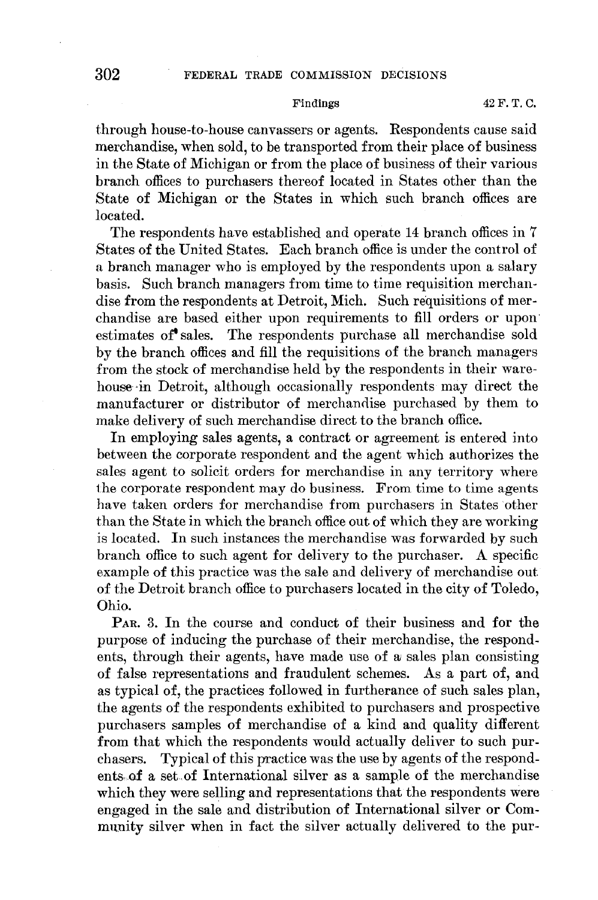through house-to-house canvassers or agents. Respondents cause said merchandise, when sold, to be transported from their place of business in the State of Michigan or from the place of business of their various branch offices to purchasers thereof located in States other than the State of Michigan or the States in which such branch offices are located.

The respondents have established and operate 14 branch offices in 7 States of the United States. Each branch office is under the control of a branch manager who is employed by the respondents upon a salary basis. Such branch managers from time to time requisition merchandise from the respondents at Detroit, Mich. Such requisitions of merchandise are based either upon requirements to fill orders or upon estimates of sales. The respondents purchase all merchandise sold by the branch offices and fill the requisitions of the branch managers from the stock of merchandise held by the respondents in their warehouse in Detroit, although occasionally respondents may direct the manufacturer or distributor of merchandise purchased by them to make delivery of such merchandise direct to the branch office.

In employing sales agents, a contract or agreement is entered into between the corporate respondent and the agent which authorizes the sales agent to solicit orders for merchandise in any territory where the corporate respondent may do business. From time to time agents have taken orders for merchandise from purchasers in States other than the State in which the branch office out of which they are working is located. In such instances the merchandise was forwarded by such branch office to such agent for delivery to the purchaser. A specific example of this practice was the sale and delivery of merchandise out of the Detroit branch office to purchasers located in the city of Toledo, Ohio.

PAR. 3. In the course and conduct of their business and for the purpose of inducing the purchase of their merchandise, the respondents, through their agents, have made use of a sales plan consisting of false representations and fraudulent schemes. As a part of, and as typical of, the practices followed in furtherance of such sales plan, the agents of the respondents exhibited to purchasers and prospective purchasers samples of merchandise of a kind and quality different from that which the respondents would actually deliver to such purchasers. Typical of this practice was the use by agents of the respondents of a set of International silver as a sample of the merchandise which they were selling and representations that the respondents were engaged in the sale and distribution of International silver or Community silver when in fact the silver actually delivered to the pur-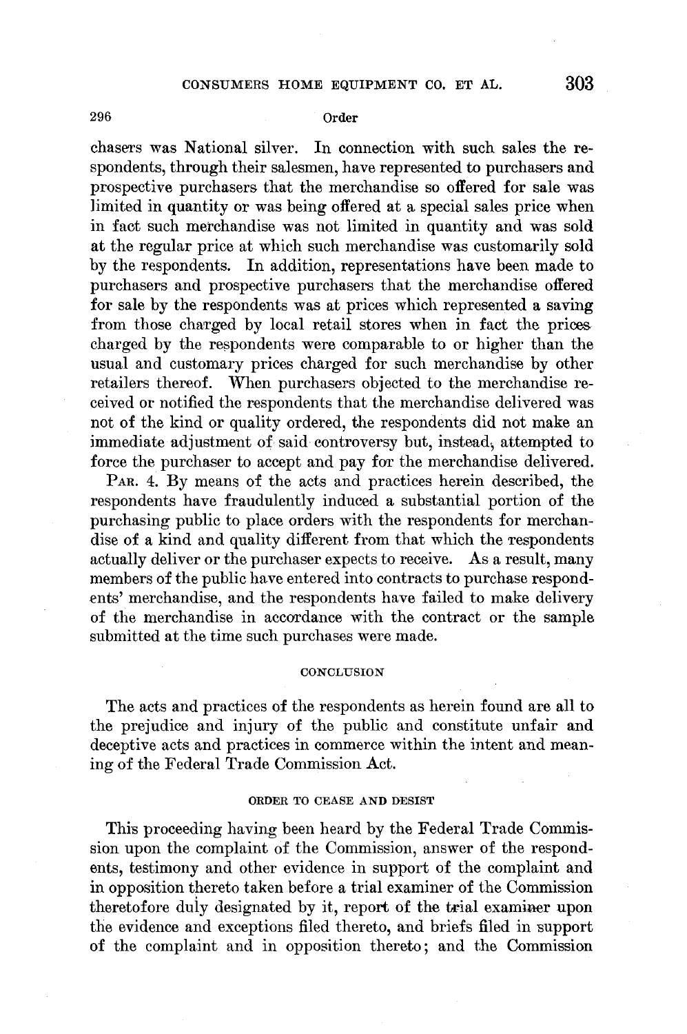chasers was National silver. In connection with such sales the respondents, through their salesmen, have represented to purchasers and prospective purchasers that the merchandise so offered for sale was limited in quantity or was being offered at a special sales price when in fact such merchandise was not limited in quantity and was sold at the regular price at which such merchandise was customarily sold by the respondents. In addition, representations have been made to purchasers and prospective purchasers that the merchandise offered for sale by the respondents was at prices which represented a saving from those charged by local retail stores when in fact the prices charged by the respondents were comparable to or higher than the usual and customary prices charged for such merchandise by other retailers thereof. When purchasers objected to the merchandise received or notified the respondents that the merchandise delivered was not of the kind or quality ordered, the respondents did not make an immediate adjustment of said controversy but, instead, attempted to force the purchaser to accept and pay for the merchandise delivered.

PAR. 4. By means of the acts and practices herein described, the respondents have fraudulently induced a substantial portion of the purchasing public to place orders with the respondents for merchandise of a kind and quality different from that which the respondents actually deliver or the purchaser expects to receive. As a result, many members of the public have entered into contracts to purchase respondents' merchandise, and the respondents have failed to make delivery of the merchandise in accordance with the contract or the sample submitted at the time such purchases were made.

## CONCLUSION

The acts and practices of the respondents as herein found are all to the prejudice and injury of the public and constitute unfair and deceptive acts and practices in commerce within the intent and meaning of the Federal Trade Commission Act.

## ORDER TO CEASE AND DESIST

This proceeding having been heard by the Federal Trade Commission upon the complaint of the Commission, answer of the respondents, testimony and other evidence in support of the complaint and in opposition thereto taken before a trial examiner of the Commission theretofore duly designated by it, report of the trial examiner upon the evidence and exceptions filed thereto, and briefs filed in support of the complaint and in opposition thereto; and the Commission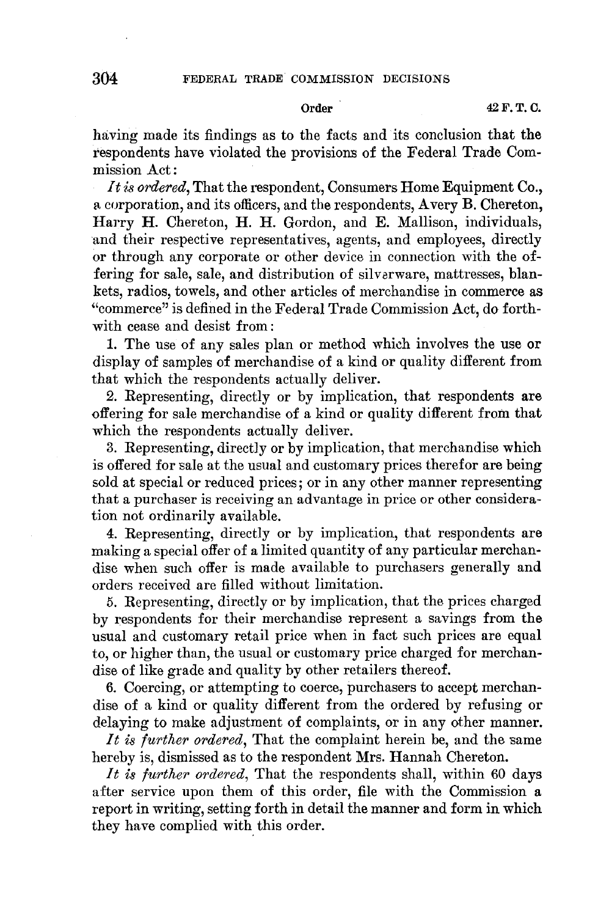having made its findings as to the facts and its conclusion that the respondents have violated the provisions of the Federal Trade Commission Act:

*It is ordered*, That the respondent, Consumers Home Equipment Co., a corporation, and its officers, and the respondents, Avery B. Chereton, Harry H. Chereton, H. H. Gordon, and E. Mallison, individuals, and their respective representatives, agents, and employees, directly or through any corporate or other device in connection with the offering for sale, sale, and distribution of silverware, mattresses, blankets, radios, towels, and other articles of merchandise in commerce as "commerce" is defined in the Federal Trade Commission Act, do forthwith cease and desist from:

1. The use of any sales plan or method which involves the use or display of samples of merchandise of a kind or quality different from that which the respondents actually deliver.

2. Representing, directly or by implication, that respondents are offering for sale merchandise of a kind or quality different from that which the respondents actually deliver.

3. Representing, directly or by implication, that merchandise which is offered for sale at the usual and customary prices therefor are being sold at special or reduced prices; or in any other manner representing that a purchaser is receiving an advantage in price or other consideration not ordinarily available.

4. Representing, directly or by implication, that respondents are making a special offer of a limited quantity of any particular merchandise when such offer is made available to purchasers generally and orders received are filled without limitation.

5. Representing, directly or by implication, that the prices charged by respondents for their merchandise represent a savings from the usual and customary retail price when in fact such prices are equal to, or higher than, the usual or customary price charged for merchandise of like grade and quality by other retailers thereof.

6. Coercing, or attempting to coerce, purchasers to accept merchandise of a kind or quality different from the ordered by refusing or delaying to make adjustment of complaints, or in any other manner.

*It is further ordered*, That the complaint herein be, and the same hereby is, dismissed as to the respondent Mrs. Hannah Chereton.

*It is further ordered*, That the respondents shall, within 60 days after service upon them of this order, file with the Commission a report in writing, setting forth in detail the manner and form in which they have complied with this order.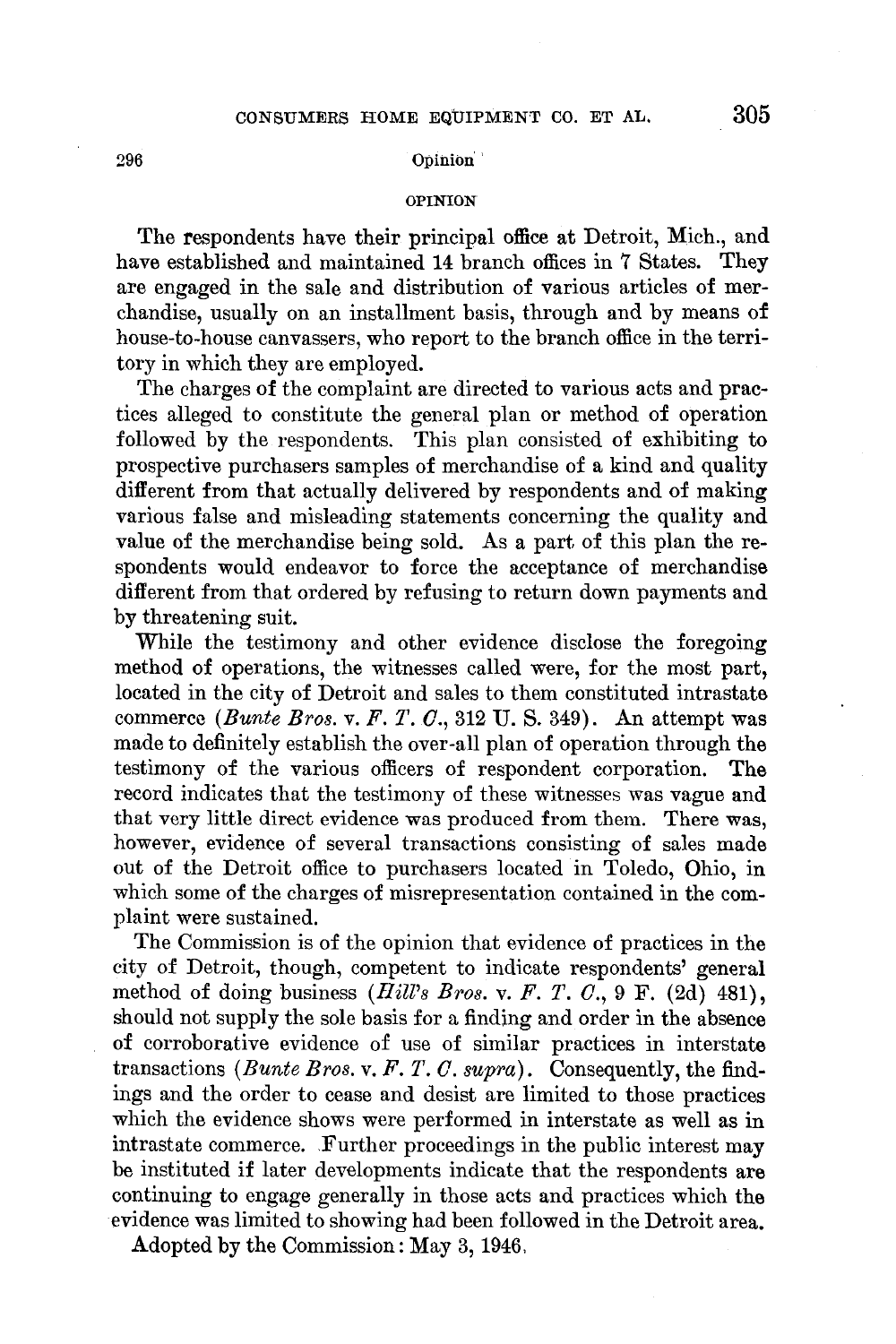## OPINION

The respondents have their principal office at Detroit, Mich., and have established and maintained 14 branch offices in 7 States. They are engaged in the sale and distribution of various articles of merchandise, usually on an installment basis, through and by means of house-to-house canvassers, who report to the branch office in the territory in which they are employed.

The charges of the complaint are directed to various acts and practices alleged to constitute the general plan or method of operation followed by the respondents. This plan consisted of exhibiting to prospective purchasers samples of merchandise of a kind and quality different from that actually delivered by respondents and of making various false and misleading statements concerning the quality and value of the merchandise being sold. As a part of this plan the respondents would endeavor to force the acceptance of merchandise different from that ordered by refusing to return down payments and by threatening suit.

While the testimony and other evidence disclose the foregoing method of operations, the witnesses called were, for the most part, located in the city of Detroit and sales to them constituted intrastate commerce (*Bunte Bros.* v. *F. T. C.*, 312 U. S. 349). An attempt was made to definitely establish the over-all plan of operation through the testimony of the various officers of respondent corporation. The record indicates that the testimony of these witnesses was vague and that very little direct evidence was produced from them. There was, however, evidence of several transactions consisting of sales made out of the Detroit office to purchasers located in Toledo, Ohio, in which some of the charges of misrepresentation contained in the complaint were sustained.

The Commission is of the opinion that evidence of practices in the city of Detroit, though, competent to indicate respondents' general method of doing business (*Hill's Bros.* v. *F. T. C.*, 9 F. (2d) 481), should not supply the sole basis for a finding and order in the absence of corroborative evidence of use of similar practices in interstate transactions (*Bunte Bros.* v. *F. T. C. supra*). Consequently, the findings and the order to cease and desist are limited to those practices which the evidence shows were performed in interstate as well as in intrastate commerce. Further proceedings in the public interest may be instituted if later developments indicate that the respondents are continuing to engage generally in those acts and practices which the evidence was limited to showing had been followed in the Detroit area.

Adopted by the Commission: May 3, 1946.